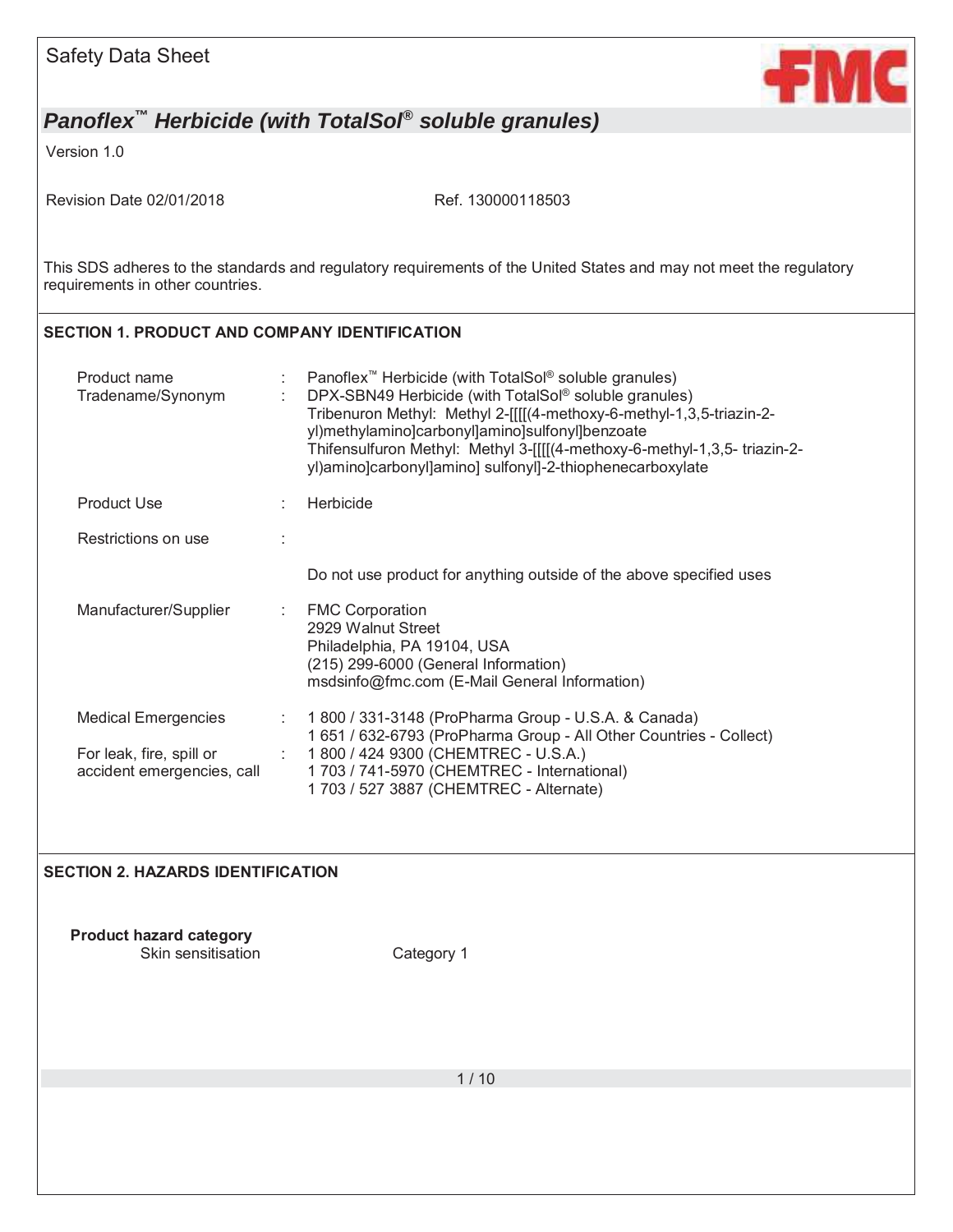Safety Data Sheet

# *Panoflex™ Herbicide (with TotalSol® soluble granules)*

Version 1.0

Revision Date 02/01/2018 Ref. 130000118503

This SDS adheres to the standards and regulatory requirements of the United States and may not meet the regulatory requirements in other countries.

## SECTION 1. PRODUCT AND COMPANY IDENTIFICATION

| | | |
|---|---|---|
| Product name | : | Panoflex™ Herbicide (with TotalSol® soluble granules) |
| Tradename/Synonym | : | DPX-SBN49 Herbicide (with TotalSol® soluble granules)<br>Tribenuron Methyl: Methyl 2-[[[[(4-methoxy-6-methyl-1,3,5-triazin-2-yl)methylamino]carbonyl]amino]sulfonyl]benzoate<br>Thifensulfuron Methyl: Methyl 3-[[[[(4-methoxy-6-methyl-1,3,5- triazin-2-yl)amino]carbonyl]amino] sulfonyl]-2-thiophenecarboxylate |
| Product Use | : | Herbicide |
| Restrictions on use | : | |
| | | Do not use product for anything outside of the above specified uses |
| Manufacturer/Supplier | : | FMC Corporation<br>2929 Walnut Street<br>Philadelphia, PA 19104, USA<br>(215) 299-6000 (General Information)<br>msdsinfo@fmc.com (E-Mail General Information) |
| Medical Emergencies | : | 1 800 / 331-3148 (ProPharma Group - U.S.A. & Canada)<br>1 651 / 632-6793 (ProPharma Group - All Other Countries - Collect) |
| For leak, fire, spill or accident emergencies, call | : | 1 800 / 424 9300 (CHEMTREC - U.S.A.)<br>1 703 / 741-5970 (CHEMTREC - International)<br>1 703 / 527 3887 (CHEMTREC - Alternate) |

## SECTION 2. HAZARDS IDENTIFICATION

**Product hazard category**

| | |
|---|---|
| Skin sensitisation | Category 1 |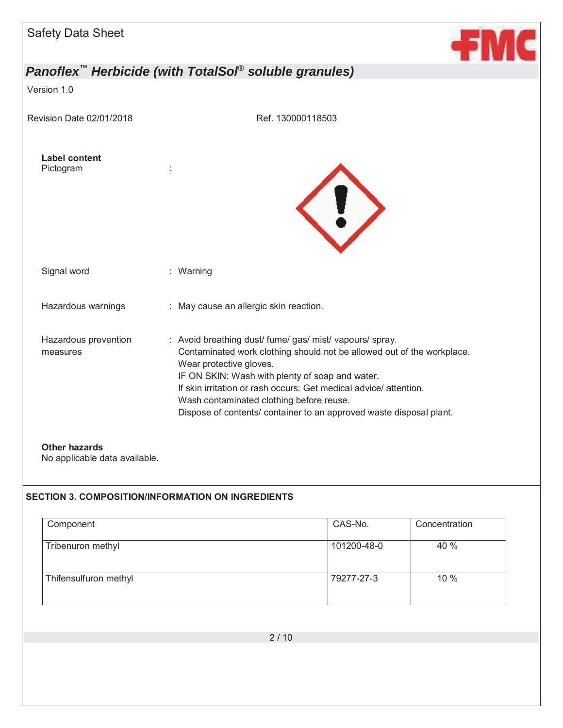**Label content**

Pictogram :

Signal word : Warning

Hazardous warnings : May cause an allergic skin reaction.

Hazardous prevention measures : Avoid breathing dust/ fume/ gas/ mist/ vapours/ spray.
Contaminated work clothing should not be allowed out of the workplace.
Wear protective gloves.
IF ON SKIN: Wash with plenty of soap and water.
If skin irritation or rash occurs: Get medical advice/ attention.
Wash contaminated clothing before reuse.
Dispose of contents/ container to an approved waste disposal plant.

**Other hazards**

No applicable data available.

## SECTION 3. COMPOSITION/INFORMATION ON INGREDIENTS

| Component | CAS-No. | Concentration |
|---|---|---|
| Tribenuron methyl | 101200-48-0 | 40 % |
| Thifensulfuron methyl | 79277-27-3 | 10 % |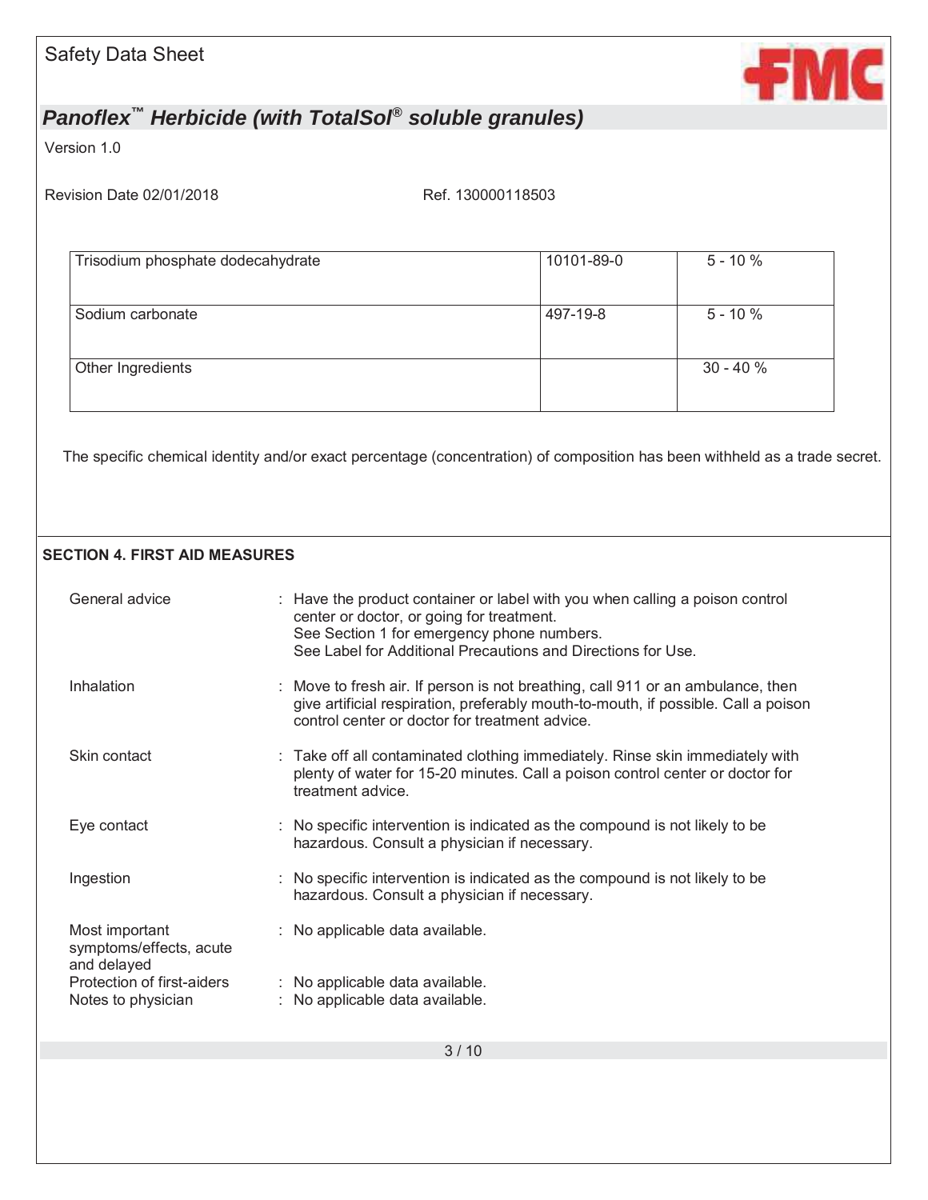| Trisodium phosphate dodecahydrate | 10101-89-0 | 5 - 10 % |
| --- | --- | --- |
| Sodium carbonate | 497-19-8 | 5 - 10 % |
| Other Ingredients | | 30 - 40 % |

The specific chemical identity and/or exact percentage (concentration) of composition has been withheld as a trade secret.

## SECTION 4. FIRST AID MEASURES

**General advice** : Have the product container or label with you when calling a poison control center or doctor, or going for treatment.
See Section 1 for emergency phone numbers.
See Label for Additional Precautions and Directions for Use.

**Inhalation** : Move to fresh air. If person is not breathing, call 911 or an ambulance, then give artificial respiration, preferably mouth-to-mouth, if possible. Call a poison control center or doctor for treatment advice.

**Skin contact** : Take off all contaminated clothing immediately. Rinse skin immediately with plenty of water for 15-20 minutes. Call a poison control center or doctor for treatment advice.

**Eye contact** : No specific intervention is indicated as the compound is not likely to be hazardous. Consult a physician if necessary.

**Ingestion** : No specific intervention is indicated as the compound is not likely to be hazardous. Consult a physician if necessary.

**Most important symptoms/effects, acute and delayed** : No applicable data available.

**Protection of first-aiders** : No applicable data available.

**Notes to physician** : No applicable data available.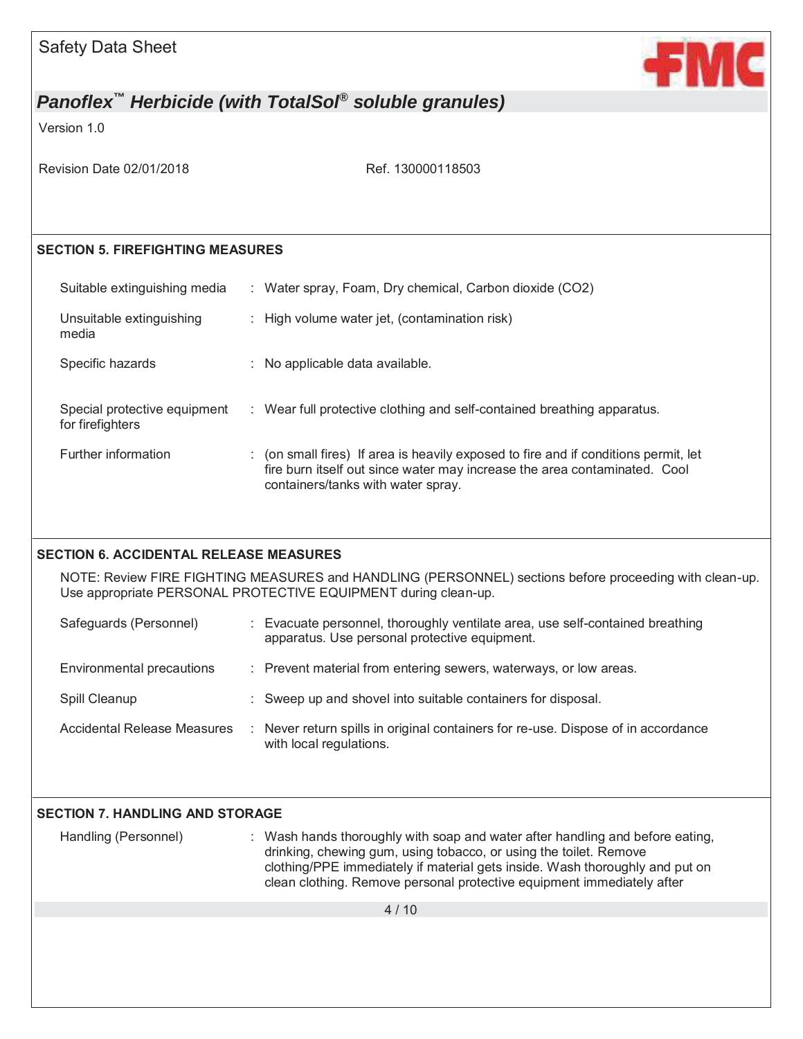## SECTION 5. FIREFIGHTING MEASURES

| | |
|---|---|
| Suitable extinguishing media | : Water spray, Foam, Dry chemical, Carbon dioxide ($CO_2$) |
| Unsuitable extinguishing media | : High volume water jet, (contamination risk) |
| Specific hazards | : No applicable data available. |
| Special protective equipment for firefighters | : Wear full protective clothing and self-contained breathing apparatus. |
| Further information | : (on small fires) If area is heavily exposed to fire and if conditions permit, let fire burn itself out since water may increase the area contaminated. Cool containers/tanks with water spray. |

## SECTION 6. ACCIDENTAL RELEASE MEASURES

NOTE: Review FIRE FIGHTING MEASURES and HANDLING (PERSONNEL) sections before proceeding with clean-up. Use appropriate PERSONAL PROTECTIVE EQUIPMENT during clean-up.

| | |
|---|---|
| Safeguards (Personnel) | : Evacuate personnel, thoroughly ventilate area, use self-contained breathing apparatus. Use personal protective equipment. |
| Environmental precautions | : Prevent material from entering sewers, waterways, or low areas. |
| Spill Cleanup | : Sweep up and shovel into suitable containers for disposal. |
| Accidental Release Measures | : Never return spills in original containers for re-use. Dispose of in accordance with local regulations. |

## SECTION 7. HANDLING AND STORAGE

| | |
|---|---|
| Handling (Personnel) | : Wash hands thoroughly with soap and water after handling and before eating, drinking, chewing gum, using tobacco, or using the toilet. Remove clothing/PPE immediately if material gets inside. Wash thoroughly and put on clean clothing. Remove personal protective equipment immediately after |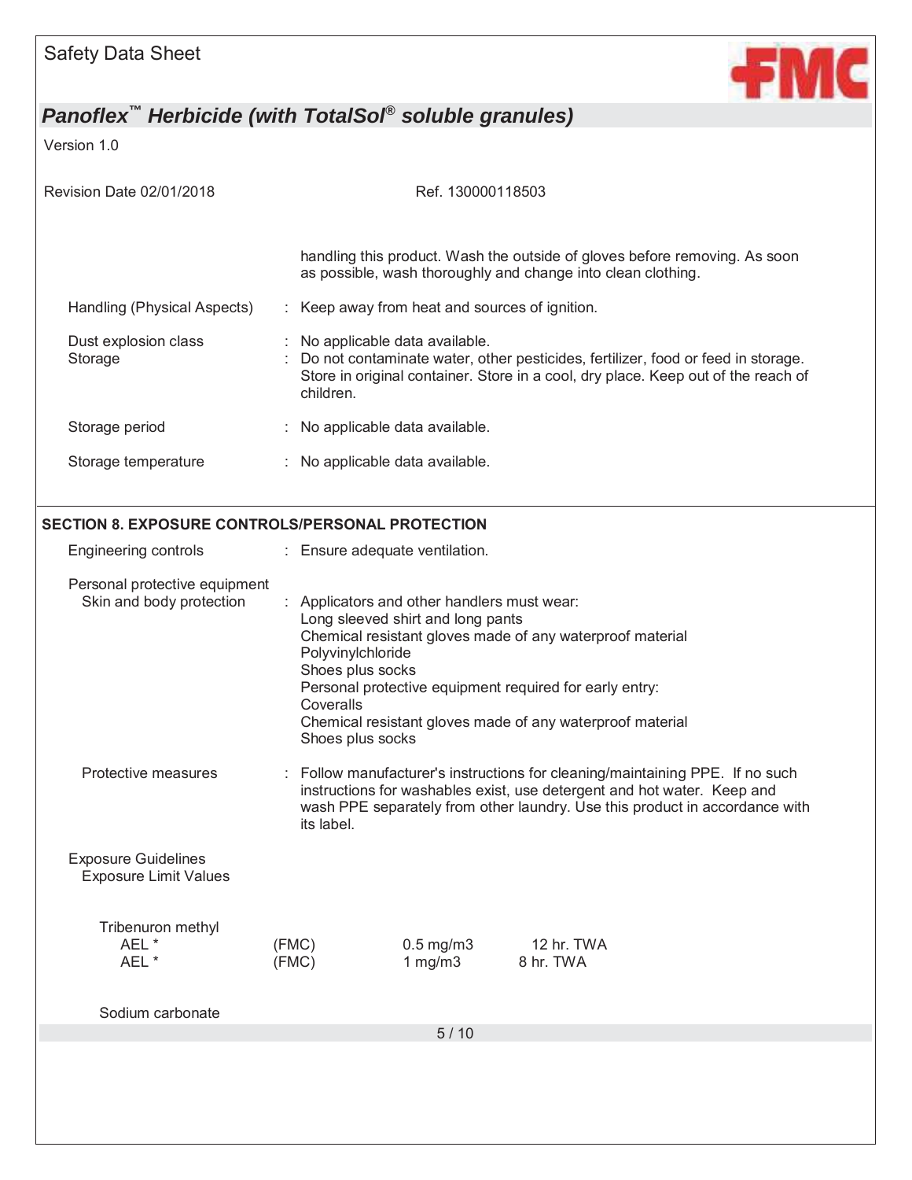handling this product. Wash the outside of gloves before removing. As soon as possible, wash thoroughly and change into clean clothing.

| | |
|---|---|
| Handling (Physical Aspects) | : Keep away from heat and sources of ignition. |
| Dust explosion class | : No applicable data available. |
| Storage | : Do not contaminate water, other pesticides, fertilizer, food or feed in storage. Store in original container. Store in a cool, dry place. Keep out of the reach of children. |
| Storage period | : No applicable data available. |
| Storage temperature | : No applicable data available. |

## SECTION 8. EXPOSURE CONTROLS/PERSONAL PROTECTION

Engineering controls : Ensure adequate ventilation.

Personal protective equipment

Skin and body protection : Applicators and other handlers must wear:
Long sleeved shirt and long pants
Chemical resistant gloves made of any waterproof material
Polyvinylchloride
Shoes plus socks
Personal protective equipment required for early entry:
Coveralls
Chemical resistant gloves made of any waterproof material
Shoes plus socks

Protective measures : Follow manufacturer's instructions for cleaning/maintaining PPE. If no such instructions for washables exist, use detergent and hot water. Keep and wash PPE separately from other laundry. Use this product in accordance with its label.

Exposure Guidelines

Exposure Limit Values

Tribenuron methyl

| | | | |
|---|---|---|---|
| AEL * | (FMC) | 0.5 mg/m3 | 12 hr. TWA |
| AEL * | (FMC) | 1 mg/m3 | 8 hr. TWA |

Sodium carbonate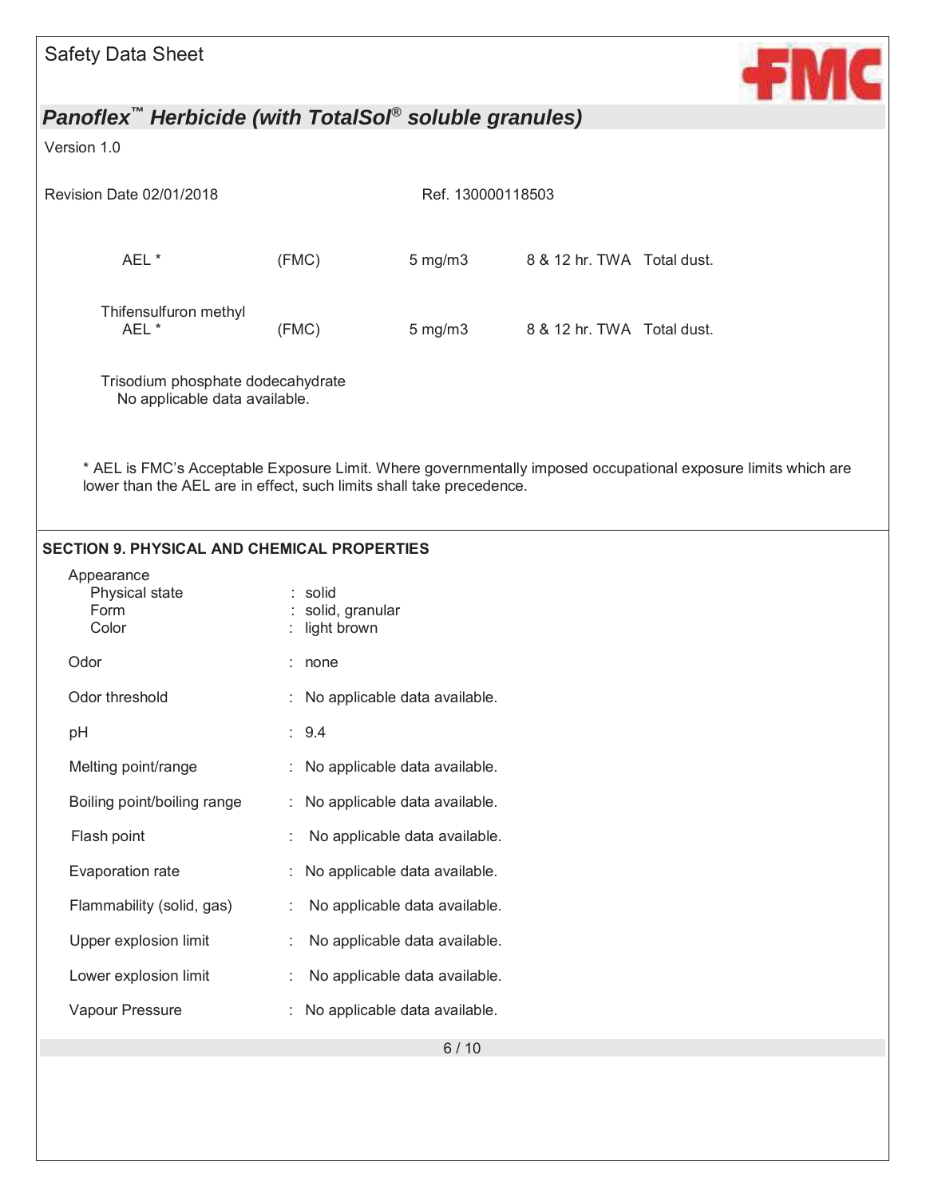| | | | | |
|---|---|---|---|---|
| AEL * | (FMC) | 5 mg/m3 | 8 & 12 hr. TWA | Total dust. |
| Thifensulfuron methyl AEL * | (FMC) | 5 mg/m3 | 8 & 12 hr. TWA | Total dust. |

Trisodium phosphate dodecahydrate
No applicable data available.

* AEL is FMC's Acceptable Exposure Limit. Where governmentally imposed occupational exposure limits which are lower than the AEL are in effect, such limits shall take precedence.

## SECTION 9. PHYSICAL AND CHEMICAL PROPERTIES

Appearance

| | |
|---|---|
| Physical state | : solid |
| Form | : solid, granular |
| Color | : light brown |
| Odor | : none |
| Odor threshold | : No applicable data available. |
| pH | : 9.4 |
| Melting point/range | : No applicable data available. |
| Boiling point/boiling range | : No applicable data available. |
| Flash point | : No applicable data available. |
| Evaporation rate | : No applicable data available. |
| Flammability (solid, gas) | : No applicable data available. |
| Upper explosion limit | : No applicable data available. |
| Lower explosion limit | : No applicable data available. |
| Vapour Pressure | : No applicable data available. |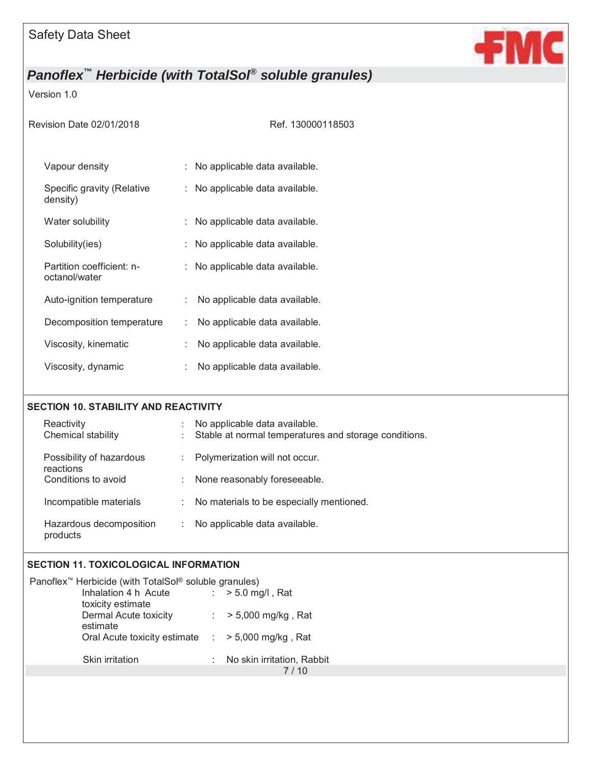| | | |
|---|---|---|
| Vapour density | : | No applicable data available. |
| Specific gravity (Relative density) | : | No applicable data available. |
| Water solubility | : | No applicable data available. |
| Solubility(ies) | : | No applicable data available. |
| Partition coefficient: n-octanol/water | : | No applicable data available. |
| Auto-ignition temperature | : | No applicable data available. |
| Decomposition temperature | : | No applicable data available. |
| Viscosity, kinematic | : | No applicable data available. |
| Viscosity, dynamic | : | No applicable data available. |

## SECTION 10. STABILITY AND REACTIVITY

| | | |
|---|---|---|
| Reactivity | : | No applicable data available. |
| Chemical stability | : | Stable at normal temperatures and storage conditions. |
| Possibility of hazardous reactions | : | Polymerization will not occur. |
| Conditions to avoid | : | None reasonably foreseeable. |
| Incompatible materials | : | No materials to be especially mentioned. |
| Hazardous decomposition products | : | No applicable data available. |

## SECTION 11. TOXICOLOGICAL INFORMATION

Panoflex™ Herbicide (with TotalSol® soluble granules)

| | | |
|---|---|---|
| Inhalation 4 h Acute toxicity estimate | : | > 5.0 mg/l , Rat |
| Dermal Acute toxicity estimate | : | > 5,000 mg/kg , Rat |
| Oral Acute toxicity estimate | : | > 5,000 mg/kg , Rat |
| Skin irritation | : | No skin irritation, Rabbit |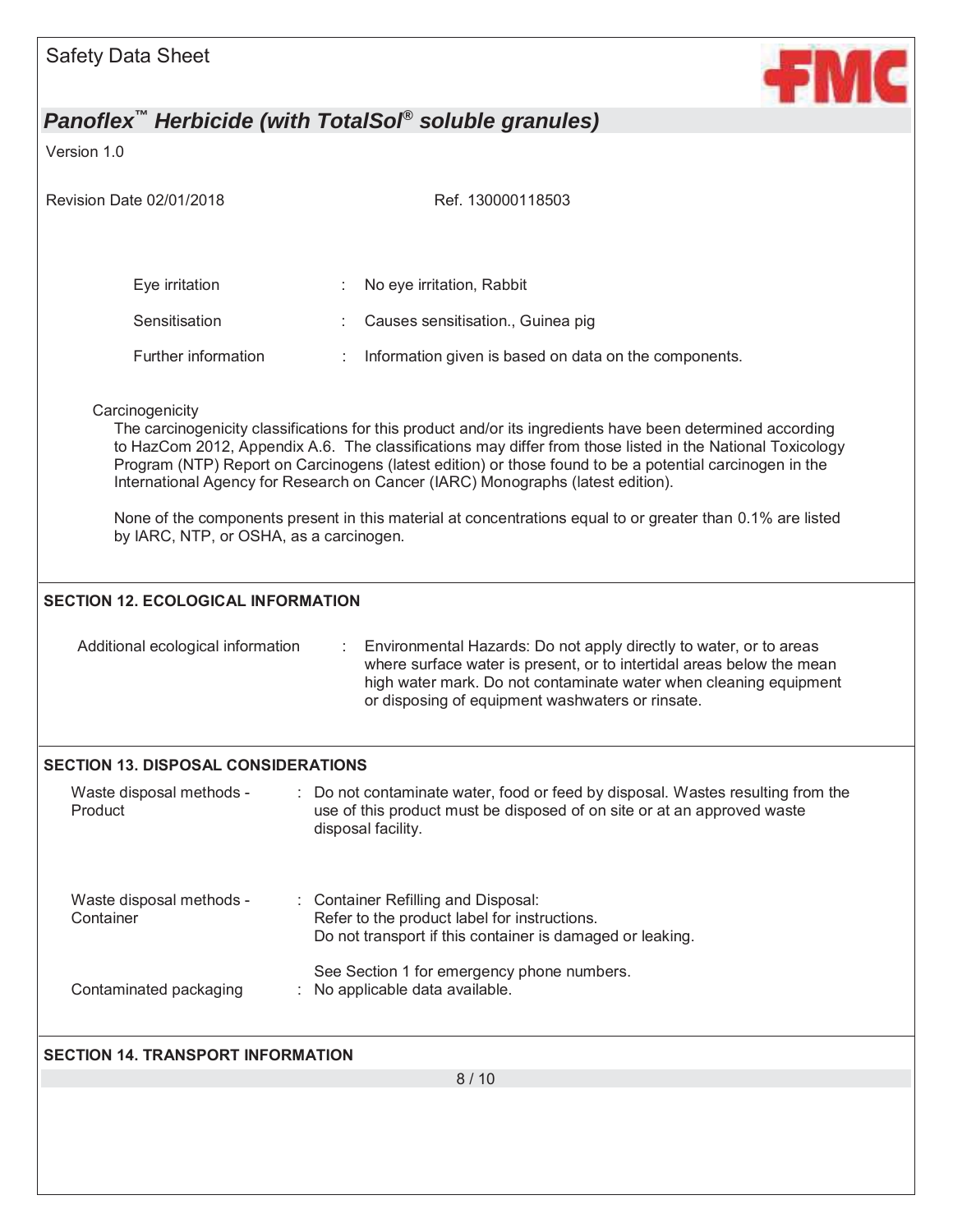Eye irritation : No eye irritation, Rabbit

Sensitisation : Causes sensitisation., Guinea pig

Further information : Information given is based on data on the components.

Carcinogenicity

The carcinogenicity classifications for this product and/or its ingredients have been determined according to HazCom 2012, Appendix A.6. The classifications may differ from those listed in the National Toxicology Program (NTP) Report on Carcinogens (latest edition) or those found to be a potential carcinogen in the International Agency for Research on Cancer (IARC) Monographs (latest edition).

None of the components present in this material at concentrations equal to or greater than 0.1% are listed by IARC, NTP, or OSHA, as a carcinogen.

## SECTION 12. ECOLOGICAL INFORMATION

Additional ecological information : Environmental Hazards: Do not apply directly to water, or to areas where surface water is present, or to intertidal areas below the mean high water mark. Do not contaminate water when cleaning equipment or disposing of equipment washwaters or rinsate.

## SECTION 13. DISPOSAL CONSIDERATIONS

Waste disposal methods - Product : Do not contaminate water, food or feed by disposal. Wastes resulting from the use of this product must be disposed of on site or at an approved waste disposal facility.

Waste disposal methods - Container : Container Refilling and Disposal:
Refer to the product label for instructions.
Do not transport if this container is damaged or leaking.

See Section 1 for emergency phone numbers.

Contaminated packaging : No applicable data available.

## SECTION 14. TRANSPORT INFORMATION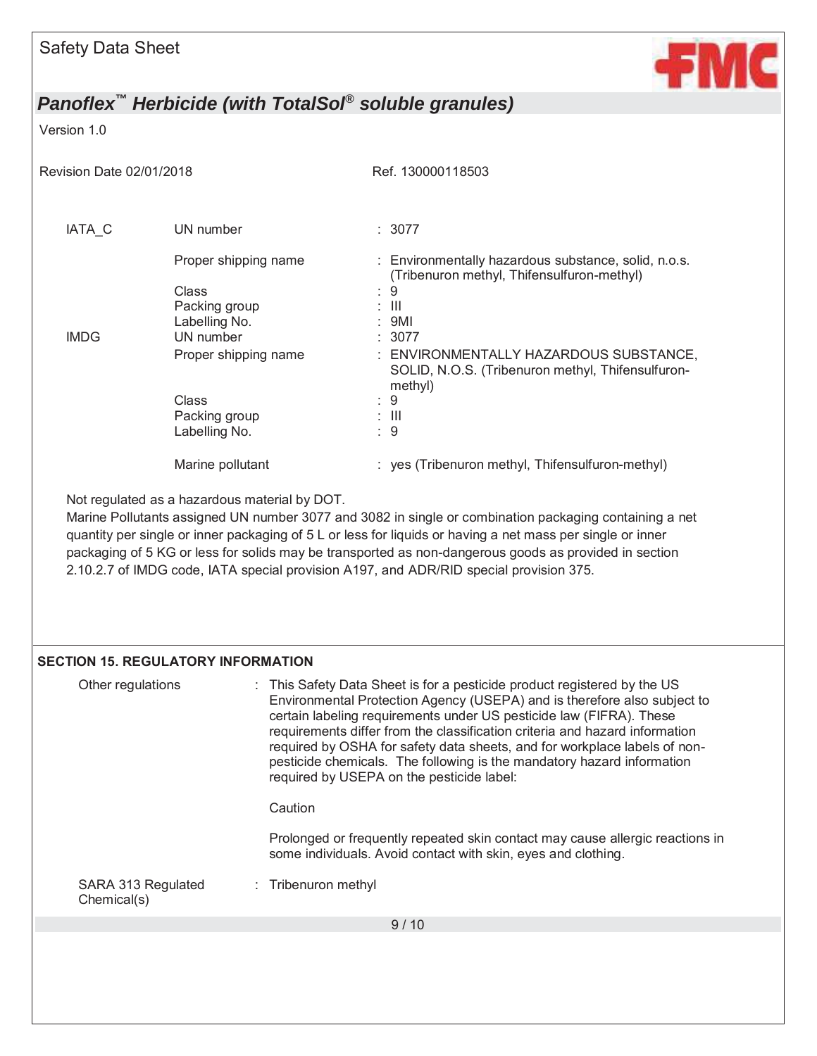| | | |
|---|---|---|
| IATA_C | UN number | : 3077 |
| | Proper shipping name | : Environmentally hazardous substance, solid, n.o.s. (Tribenuron methyl, Thifensulfuron-methyl) |
| | Class | : 9 |
| | Packing group | : III |
| | Labelling No. | : 9MI |
| IMDG | UN number | : 3077 |
| | Proper shipping name | : ENVIRONMENTALLY HAZARDOUS SUBSTANCE, SOLID, N.O.S. (Tribenuron methyl, Thifensulfuron-methyl) |
| | Class | : 9 |
| | Packing group | : III |
| | Labelling No. | : 9 |
| | Marine pollutant | : yes (Tribenuron methyl, Thifensulfuron-methyl) |

Not regulated as a hazardous material by DOT.

Marine Pollutants assigned UN number 3077 and 3082 in single or combination packaging containing a net quantity per single or inner packaging of 5 L or less for liquids or having a net mass per single or inner packaging of 5 KG or less for solids may be transported as non-dangerous goods as provided in section 2.10.2.7 of IMDG code, IATA special provision A197, and ADR/RID special provision 375.

## SECTION 15. REGULATORY INFORMATION

Other regulations : This Safety Data Sheet is for a pesticide product registered by the US Environmental Protection Agency (USEPA) and is therefore also subject to certain labeling requirements under US pesticide law (FIFRA). These requirements differ from the classification criteria and hazard information required by OSHA for safety data sheets, and for workplace labels of non-pesticide chemicals. The following is the mandatory hazard information required by USEPA on the pesticide label:

Caution

Prolonged or frequently repeated skin contact may cause allergic reactions in some individuals. Avoid contact with skin, eyes and clothing.

SARA 313 Regulated Chemical(s) : Tribenuron methyl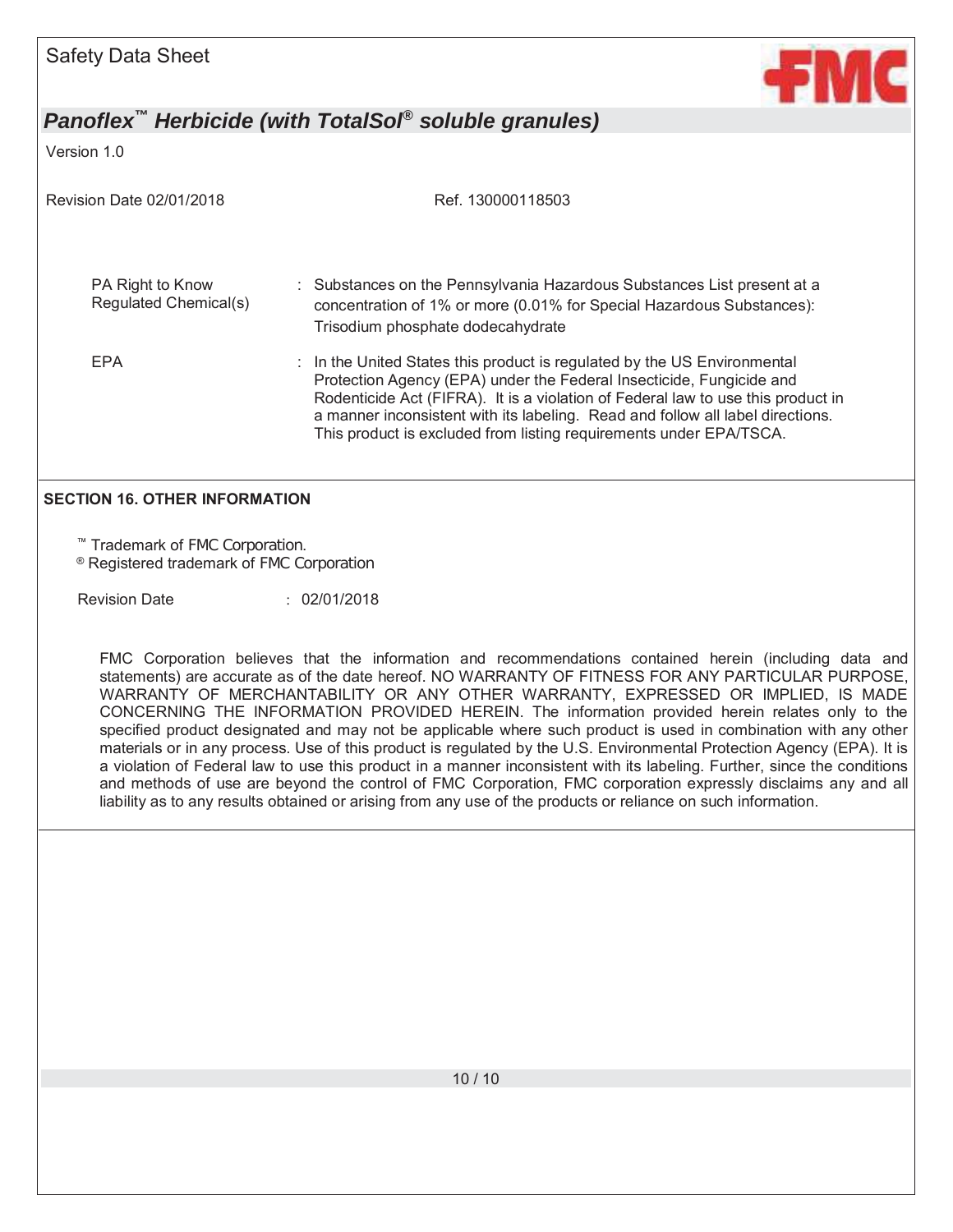| | | |
|---|---|---|
| PA Right to Know Regulated Chemical(s) | : | Substances on the Pennsylvania Hazardous Substances List present at a concentration of 1% or more (0.01% for Special Hazardous Substances): Trisodium phosphate dodecahydrate |
| EPA | : | In the United States this product is regulated by the US Environmental Protection Agency (EPA) under the Federal Insecticide, Fungicide and Rodenticide Act (FIFRA). It is a violation of Federal law to use this product in a manner inconsistent with its labeling. Read and follow all label directions. This product is excluded from listing requirements under EPA/TSCA. |

## SECTION 16. OTHER INFORMATION

™ Trademark of FMC Corporation.
® Registered trademark of FMC Corporation

Revision Date : 02/01/2018

FMC Corporation believes that the information and recommendations contained herein (including data and statements) are accurate as of the date hereof. NO WARRANTY OF FITNESS FOR ANY PARTICULAR PURPOSE, WARRANTY OF MERCHANTABILITY OR ANY OTHER WARRANTY, EXPRESSED OR IMPLIED, IS MADE CONCERNING THE INFORMATION PROVIDED HEREIN. The information provided herein relates only to the specified product designated and may not be applicable where such product is used in combination with any other materials or in any process. Use of this product is regulated by the U.S. Environmental Protection Agency (EPA). It is a violation of Federal law to use this product in a manner inconsistent with its labeling. Further, since the conditions and methods of use are beyond the control of FMC Corporation, FMC corporation expressly disclaims any and all liability as to any results obtained or arising from any use of the products or reliance on such information.